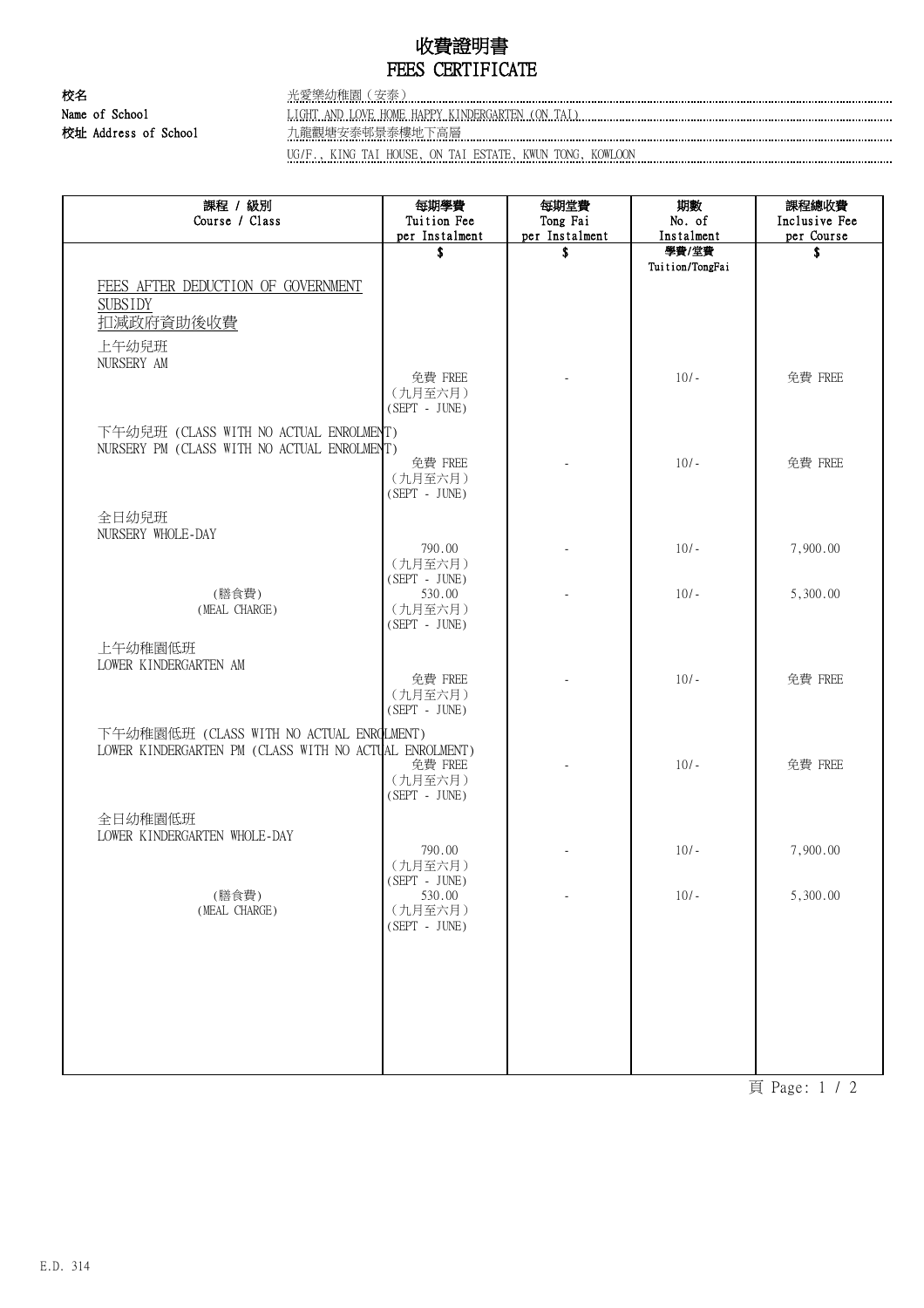# 收費證明書
# FEES CERTIFICATE

**校名** 光愛樂幼稚園（安泰）
**Name of School** LIGHT AND LOVE HOME HAPPY KINDERGARTEN (ON TAI)
**校址 Address of School** 九龍觀塘安泰邨景泰樓地下高層
UG/F., KING TAI HOUSE, ON TAI ESTATE, KWUN TONG, KOWLOON

| 課程 / 級別<br>Course / Class | 每期學費<br>Tuition Fee<br>per Instalment<br>$ | 每期堂費<br>Tong Fai<br>per Instalment<br>$ | 期數<br>No. of<br>Instalment<br>學費/堂費<br>Tuition/TongFai | 課程總收費<br>Inclusive Fee<br>per Course<br>$ |
|---|---|---|---|---|
| FEES AFTER DEDUCTION OF GOVERNMENT SUBSIDY<br>扣減政府資助後收費 | | | | |
| 上午幼兒班<br>NURSERY AM | 免費 FREE<br>（九月至六月）<br>(SEPT - JUNE) | - | 10/- | 免費 FREE |
| 下午幼兒班 (CLASS WITH NO ACTUAL ENROLMENT)<br>NURSERY PM (CLASS WITH NO ACTUAL ENROLMENT) | 免費 FREE<br>（九月至六月）<br>(SEPT - JUNE) | - | 10/- | 免費 FREE |
| 全日幼兒班<br>NURSERY WHOLE-DAY | 790.00<br>（九月至六月）<br>(SEPT - JUNE) | - | 10/- | 7,900.00 |
| (膳食費)<br>(MEAL CHARGE) | 530.00<br>（九月至六月）<br>(SEPT - JUNE) | - | 10/- | 5,300.00 |
| 上午幼稚園低班<br>LOWER KINDERGARTEN AM | 免費 FREE<br>（九月至六月）<br>(SEPT - JUNE) | - | 10/- | 免費 FREE |
| 下午幼稚園低班 (CLASS WITH NO ACTUAL ENROLMENT)<br>LOWER KINDERGARTEN PM (CLASS WITH NO ACTUAL ENROLMENT) | 免費 FREE<br>（九月至六月）<br>(SEPT - JUNE) | - | 10/- | 免費 FREE |
| 全日幼稚園低班<br>LOWER KINDERGARTEN WHOLE-DAY | 790.00<br>（九月至六月）<br>(SEPT - JUNE) | - | 10/- | 7,900.00 |
| (膳食費)<br>(MEAL CHARGE) | 530.00<br>（九月至六月）<br>(SEPT - JUNE) | - | 10/- | 5,300.00 |

E.D. 314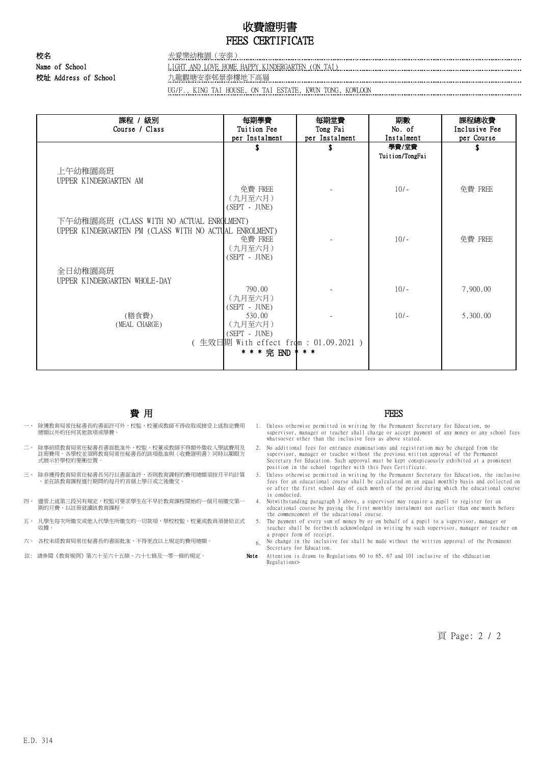# 收費證明書
# FEES CERTIFICATE

**校名** 光愛樂幼稚園（安泰）

**Name of School** LIGHT AND LOVE HOME HAPPY KINDERGARTEN (ON TAI)

**校址 Address of School** 九龍觀塘安泰邨景泰樓地下高層

UG/F., KING TAI HOUSE, ON TAI ESTATE, KWUN TONG, KOWLOON

| 課程 / 級別<br>Course / Class | 每期學費<br>Tuition Fee<br>per Instalment | 每期堂費<br>Tong Fai<br>per Instalment | 期數<br>No. of<br>Instalment | 課程總收費<br>Inclusive Fee<br>per Course |
|---|---|---|---|---|
| | $ | $ | 學費/堂費<br>Tuition/TongFai | $ |
| 上午幼稚園高班<br>UPPER KINDERGARTEN AM | 免費 FREE<br>（九月至六月）<br>(SEPT - JUNE) | - | 10/- | 免費 FREE |
| 下午幼稚園高班 (CLASS WITH NO ACTUAL ENROLMENT)<br>UPPER KINDERGARTEN PM (CLASS WITH NO ACTUAL ENROLMENT) | 免費 FREE<br>（九月至六月）<br>(SEPT - JUNE) | - | 10/- | 免費 FREE |
| 全日幼稚園高班<br>UPPER KINDERGARTEN WHOLE-DAY | 790.00<br>（九月至六月）<br>(SEPT - JUNE) | - | 10/- | 7,900.00 |
| (膳食費)<br>(MEAL CHARGE) | 530.00<br>（九月至六月）<br>(SEPT - JUNE) | - | 10/- | 5,300.00 |
| | ( 生效日期 With effect from : 01.09.2021 ) | | | |
| | * * * 完 END * * * | | | |

## 費 用

一、 除獲教育局常任秘書長的書面許可外，校監、校董或教師不得收取或接受上述指定費用總額以外的任何其他款項或學費。

二、 除事前經教育局常任秘書長書面批准外，校監、校董或教師不得額外徵收入學試費用及註冊費用。各學校並須將教育局常任秘書長的該項批准與〈收費證明書〉同時以顯眼方式展示於學校的要衝位置。

三、 除非獲得教育局常任秘書長另行以書面准許，否則教育課程的費用總額須按月平均計算，並在該教育課程進行期間的每月的首個上學日或之後繳交。

四、 儘管上述第三段另有規定，校監可要求學生在不早於教育課程開始的一個月前繳交第一期的月費，以註冊就讀該教育課程。

五、 凡學生每次所繳交或他人代學生所繳交的一切款項，學校校監、校董或教員須發給正式收據。

六、 各校未經教育局常任秘書長的書面批准，不得更改以上規定的費用總額。

註: 請參閱《教育規例》第六十至六十五條、六十七條及一零一條的規定。

## FEES

1. Unless otherwise permitted in writing by the Permanent Secretary for Education, no supervisor, manager or teacher shall charge or accept payment of any money or any school fees whatsoever other than the inclusive fees as above stated.
2. No additional fees for entrance examinations and registration may be charged from the supervisor, manager or teacher without the previous written approval of the Permanent Secretary for Education. Such approval must be kept conspicuously exhibited at a prominent position in the school together with this Fees Certificate.
3. Unless otherwise permitted in writing by the Permanent Secretary for Education, the inclusive fees for an educational course shall be calculated on an equal monthly basis and collected on or after the first school day of each month of the period during which the educational course is conducted.
4. Notwithstanding paragraph 3 above, a supervisor may require a pupil to register for an educational course by paying the first monthly instalment not earlier than one month before the commencement of the educational course.
5. The payment of every sum of money by or on behalf of a pupil to a supervisor, manager or teacher shall be forthwith acknowledged in writing by such supervisor, manager or teacher on a proper form of receipt.
6. No change in the inclusive fee shall be made without the written approval of the Permanent Secretary for Education.

**Note** Attention is drawn to Regulations 60 to 65, 67 and 101 inclusive of the <Education Regulations>

E.D. 314